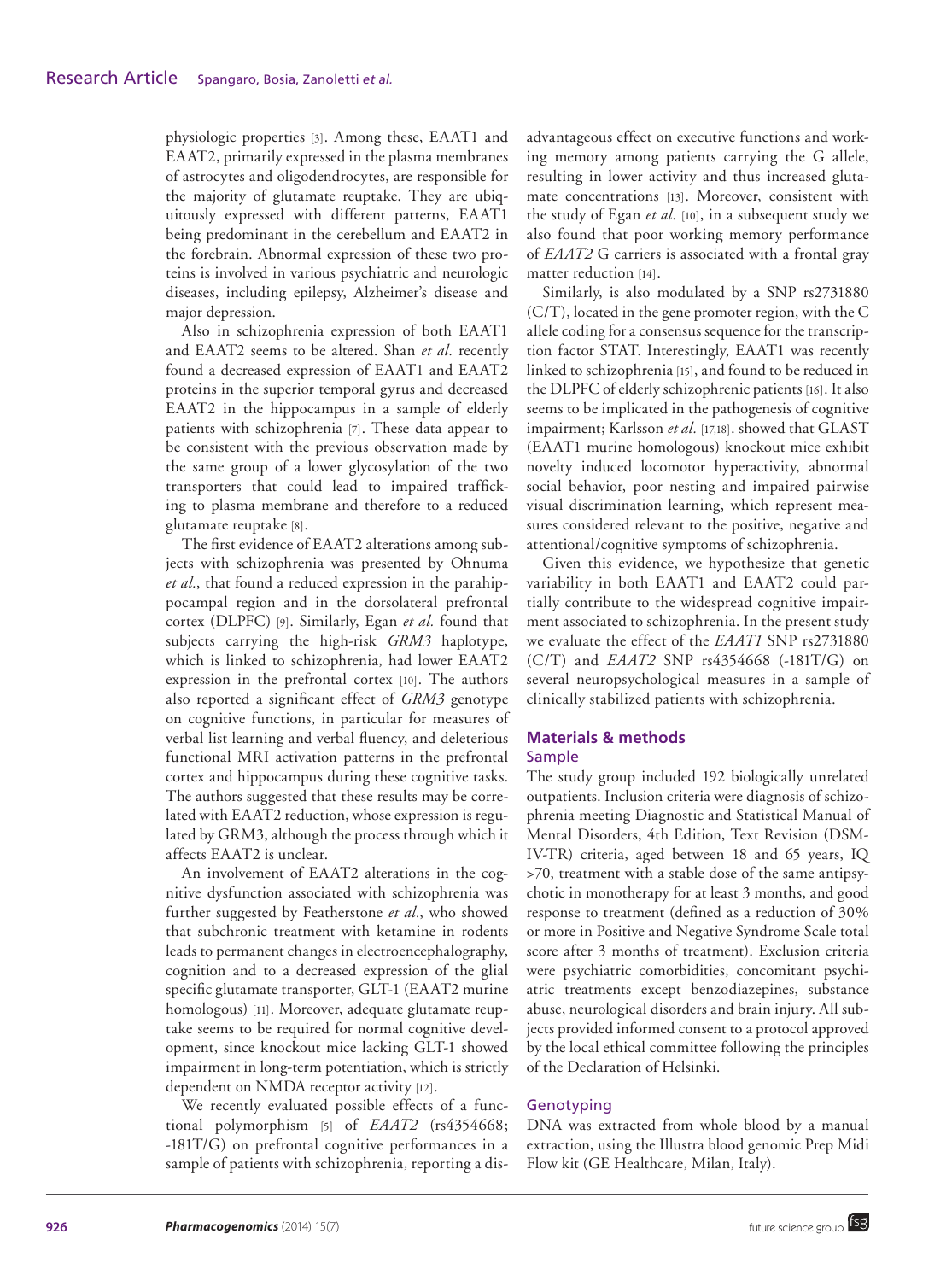physiologic properties [3]. Among these, EAAT1 and EAAT2, primarily expressed in the plasma membranes of astrocytes and oligodendrocytes, are responsible for the majority of glutamate reuptake. They are ubiquitously expressed with different patterns, EAAT1 being predominant in the cerebellum and EAAT2 in the forebrain. Abnormal expression of these two proteins is involved in various psychiatric and neurologic diseases, including epilepsy, Alzheimer's disease and major depression.

Also in schizophrenia expression of both EAAT1 and EAAT2 seems to be altered. Shan *et al.* recently found a decreased expression of EAAT1 and EAAT2 proteins in the superior temporal gyrus and decreased EAAT2 in the hippocampus in a sample of elderly patients with schizophrenia [7]. These data appear to be consistent with the previous observation made by the same group of a lower glycosylation of the two transporters that could lead to impaired trafficking to plasma membrane and therefore to a reduced glutamate reuptake [8].

The first evidence of EAAT2 alterations among subjects with schizophrenia was presented by Ohnuma *et al.*, that found a reduced expression in the parahippocampal region and in the dorsolateral prefrontal cortex (DLPFC) [9]. Similarly, Egan *et al.* found that subjects carrying the high-risk *GRM3* haplotype, which is linked to schizophrenia, had lower EAAT2 expression in the prefrontal cortex [10]. The authors also reported a significant effect of *GRM3* genotype on cognitive functions, in particular for measures of verbal list learning and verbal fluency, and deleterious functional MRI activation patterns in the prefrontal cortex and hippocampus during these cognitive tasks. The authors suggested that these results may be correlated with EAAT2 reduction, whose expression is regulated by GRM3, although the process through which it affects EAAT2 is unclear.

An involvement of EAAT2 alterations in the cognitive dysfunction associated with schizophrenia was further suggested by Featherstone *et al.*, who showed that subchronic treatment with ketamine in rodents leads to permanent changes in electroencephalography, cognition and to a decreased expression of the glial specific glutamate transporter, GLT-1 (EAAT2 murine homologous) [11]. Moreover, adequate glutamate reuptake seems to be required for normal cognitive development, since knockout mice lacking GLT-1 showed impairment in long-term potentiation, which is strictly dependent on NMDA receptor activity [12].

We recently evaluated possible effects of a functional polymorphism [5] of *EAAT2* (rs4354668; -181T/G) on prefrontal cognitive performances in a sample of patients with schizophrenia, reporting a disadvantageous effect on executive functions and working memory among patients carrying the G allele, resulting in lower activity and thus increased glutamate concentrations [13]. Moreover, consistent with the study of Egan *et al.* [10], in a subsequent study we also found that poor working memory performance of *EAAT2* G carriers is associated with a frontal gray matter reduction [14].

Similarly, is also modulated by a SNP rs2731880 (C/T), located in the gene promoter region, with the C allele coding for a consensus sequence for the transcription factor STAT. Interestingly, EAAT1 was recently linked to schizophrenia [15], and found to be reduced in the DLPFC of elderly schizophrenic patients [16]. It also seems to be implicated in the pathogenesis of cognitive impairment; Karlsson *et al.* [17,18]. showed that GLAST (EAAT1 murine homologous) knockout mice exhibit novelty induced locomotor hyperactivity, abnormal social behavior, poor nesting and impaired pairwise visual discrimination learning, which represent measures considered relevant to the positive, negative and attentional/cognitive symptoms of schizophrenia.

Given this evidence, we hypothesize that genetic variability in both EAAT1 and EAAT2 could partially contribute to the widespread cognitive impairment associated to schizophrenia. In the present study we evaluate the effect of the *EAAT1* SNP rs2731880 (C/T) and *EAAT2* SNP rs4354668 (-181T/G) on several neuropsychological measures in a sample of clinically stabilized patients with schizophrenia.

## Materials & methods

### Sample

The study group included 192 biologically unrelated outpatients. Inclusion criteria were diagnosis of schizophrenia meeting Diagnostic and Statistical Manual of Mental Disorders, 4th Edition, Text Revision (DSM-IV-TR) criteria, aged between 18 and 65 years, IQ >70, treatment with a stable dose of the same antipsychotic in monotherapy for at least 3 months, and good response to treatment (defined as a reduction of 30% or more in Positive and Negative Syndrome Scale total score after 3 months of treatment). Exclusion criteria were psychiatric comorbidities, concomitant psychiatric treatments except benzodiazepines, substance abuse, neurological disorders and brain injury. All subjects provided informed consent to a protocol approved by the local ethical committee following the principles of the Declaration of Helsinki.

### Genotyping

DNA was extracted from whole blood by a manual extraction, using the Illustra blood genomic Prep Midi Flow kit (GE Healthcare, Milan, Italy).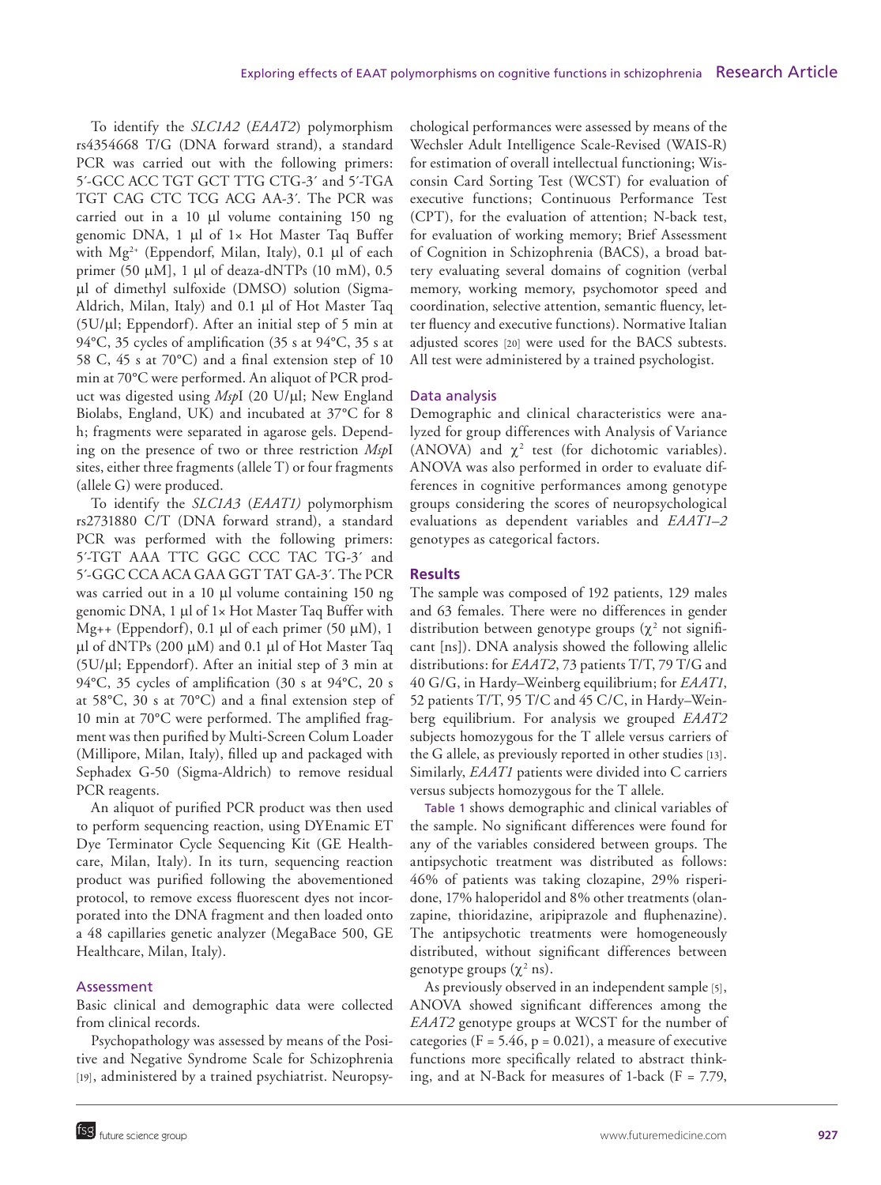To identify the *SLC1A2* (*EAAT2*) polymorphism rs4354668 T/G (DNA forward strand), a standard PCR was carried out with the following primers: 5′-GCC ACC TGT GCT TTG CTG-3′ and 5′-TGA TGT CAG CTC TCG ACG AA-3′. The PCR was carried out in a 10 µl volume containing 150 ng genomic DNA, 1 µl of 1× Hot Master Taq Buffer with $Mg^{2+}$ (Eppendorf, Milan, Italy), 0.1 µl of each primer (50 µM], 1 µl of deaza-dNTPs (10 mM), 0.5 µl of dimethyl sulfoxide (DMSO) solution (Sigma-Aldrich, Milan, Italy) and 0.1 µl of Hot Master Taq (5U/µl; Eppendorf). After an initial step of 5 min at 94°C, 35 cycles of amplification (35 s at 94°C, 35 s at 58 C, 45 s at 70°C) and a final extension step of 10 min at 70°C were performed. An aliquot of PCR product was digested using *Msp*I (20 U/µl; New England Biolabs, England, UK) and incubated at 37°C for 8 h; fragments were separated in agarose gels. Depending on the presence of two or three restriction *Msp*I sites, either three fragments (allele T) or four fragments (allele G) were produced.

To identify the *SLC1A3* (*EAAT1)* polymorphism rs2731880 C/T (DNA forward strand), a standard PCR was performed with the following primers: 5′-TGT AAA TTC GGC CCC TAC TG-3′ and 5′-GGC CCA ACA GAA GGT TAT GA-3′. The PCR was carried out in a 10 µl volume containing 150 ng genomic DNA, 1 µl of 1× Hot Master Taq Buffer with Mg++ (Eppendorf), 0.1 µl of each primer (50 µM), 1 µl of dNTPs (200 µM) and 0.1 µl of Hot Master Taq (5U/µl; Eppendorf). After an initial step of 3 min at 94°C, 35 cycles of amplification (30 s at 94°C, 20 s at 58°C, 30 s at 70°C) and a final extension step of 10 min at 70°C were performed. The amplified fragment was then purified by Multi-Screen Colum Loader (Millipore, Milan, Italy), filled up and packaged with Sephadex G-50 (Sigma-Aldrich) to remove residual PCR reagents.

An aliquot of purified PCR product was then used to perform sequencing reaction, using DYEnamic ET Dye Terminator Cycle Sequencing Kit (GE Healthcare, Milan, Italy). In its turn, sequencing reaction product was purified following the abovementioned protocol, to remove excess fluorescent dyes not incorporated into the DNA fragment and then loaded onto a 48 capillaries genetic analyzer (MegaBace 500, GE Healthcare, Milan, Italy).

## Assessment

Basic clinical and demographic data were collected from clinical records.

Psychopathology was assessed by means of the Positive and Negative Syndrome Scale for Schizophrenia [19], administered by a trained psychiatrist. Neuropsychological performances were assessed by means of the Wechsler Adult Intelligence Scale-Revised (WAIS-R) for estimation of overall intellectual functioning; Wisconsin Card Sorting Test (WCST) for evaluation of executive functions; Continuous Performance Test (CPT), for the evaluation of attention; N-back test, for evaluation of working memory; Brief Assessment of Cognition in Schizophrenia (BACS), a broad battery evaluating several domains of cognition (verbal memory, working memory, psychomotor speed and coordination, selective attention, semantic fluency, letter fluency and executive functions). Normative Italian adjusted scores [20] were used for the BACS subtests. All test were administered by a trained psychologist.

## Data analysis

Demographic and clinical characteristics were analyzed for group differences with Analysis of Variance (ANOVA) and $\chi^2$ test (for dichotomic variables). ANOVA was also performed in order to evaluate differences in cognitive performances among genotype groups considering the scores of neuropsychological evaluations as dependent variables and *EAAT1–2* genotypes as categorical factors.

# Results

The sample was composed of 192 patients, 129 males and 63 females. There were no differences in gender distribution between genotype groups ($\chi^2$ not significant [ns]). DNA analysis showed the following allelic distributions: for *EAAT2*, 73 patients T/T, 79 T/G and 40 G/G, in Hardy–Weinberg equilibrium; for *EAAT1*, 52 patients T/T, 95 T/C and 45 C/C, in Hardy–Weinberg equilibrium. For analysis we grouped *EAAT2* subjects homozygous for the T allele versus carriers of the G allele, as previously reported in other studies [13]. Similarly, *EAAT1* patients were divided into C carriers versus subjects homozygous for the T allele.

Table 1 shows demographic and clinical variables of the sample. No significant differences were found for any of the variables considered between groups. The antipsychotic treatment was distributed as follows: 46% of patients was taking clozapine, 29% risperidone, 17% haloperidol and 8% other treatments (olanzapine, thioridazine, aripiprazole and fluphenazine). The antipsychotic treatments were homogeneously distributed, without significant differences between genotype groups ($\chi^2$ ns).

As previously observed in an independent sample [5], ANOVA showed significant differences among the *EAAT2* genotype groups at WCST for the number of categories ($F = 5.46$, $p = 0.021$), a measure of executive functions more specifically related to abstract thinking, and at N-Back for measures of 1-back ($F = 7.79$,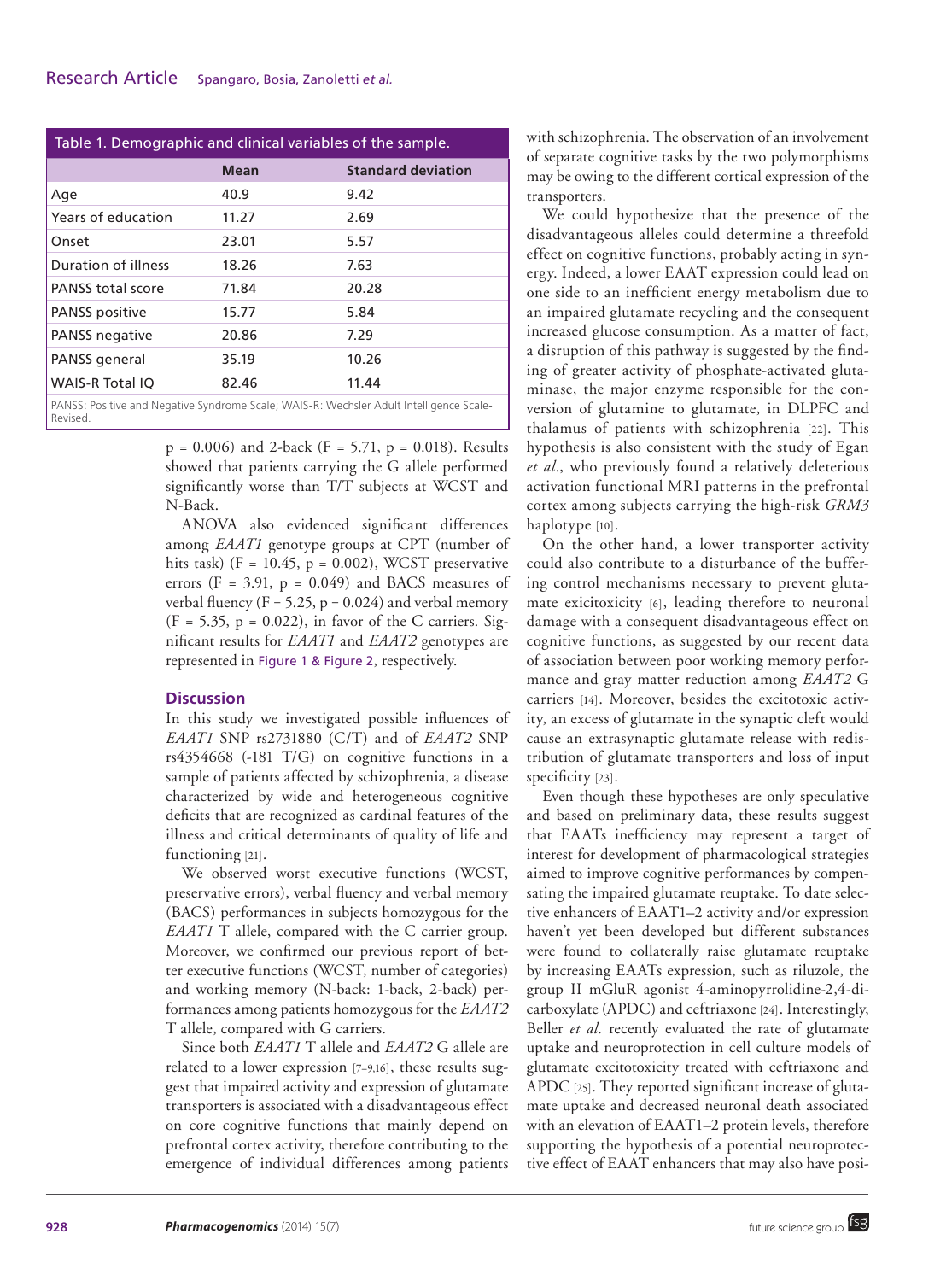Table 1. Demographic and clinical variables of the sample.

| | Mean | Standard deviation |
|---|---|---|
| Age | 40.9 | 9.42 |
| Years of education | 11.27 | 2.69 |
| Onset | 23.01 | 5.57 |
| Duration of illness | 18.26 | 7.63 |
| PANSS total score | 71.84 | 20.28 |
| PANSS positive | 15.77 | 5.84 |
| PANSS negative | 20.86 | 7.29 |
| PANSS general | 35.19 | 10.26 |
| WAIS-R Total IQ | 82.46 | 11.44 |

PANSS: Positive and Negative Syndrome Scale; WAIS-R: Wechsler Adult Intelligence Scale-Revised.

$p = 0.006$) and 2-back ($F = 5.71$, $p = 0.018$). Results showed that patients carrying the G allele performed significantly worse than T/T subjects at WCST and N-Back.

ANOVA also evidenced significant differences among *EAAT1* genotype groups at CPT (number of hits task) ($F = 10.45$, $p = 0.002$), WCST preservative errors ($F = 3.91$, $p = 0.049$) and BACS measures of verbal fluency ($F = 5.25$, $p = 0.024$) and verbal memory ($F = 5.35$, $p = 0.022$), in favor of the C carriers. Significant results for *EAAT1* and *EAAT2* genotypes are represented in Figure 1 & Figure 2, respectively.

## Discussion

In this study we investigated possible influences of *EAAT1* SNP rs2731880 (C/T) and of *EAAT2* SNP rs4354668 (-181 T/G) on cognitive functions in a sample of patients affected by schizophrenia, a disease characterized by wide and heterogeneous cognitive deficits that are recognized as cardinal features of the illness and critical determinants of quality of life and functioning [21].

We observed worst executive functions (WCST, preservative errors), verbal fluency and verbal memory (BACS) performances in subjects homozygous for the *EAAT1* T allele, compared with the C carrier group. Moreover, we confirmed our previous report of better executive functions (WCST, number of categories) and working memory (N-back: 1-back, 2-back) performances among patients homozygous for the *EAAT2* T allele, compared with G carriers.

Since both *EAAT1* T allele and *EAAT2* G allele are related to a lower expression [7–9,16], these results suggest that impaired activity and expression of glutamate transporters is associated with a disadvantageous effect on core cognitive functions that mainly depend on prefrontal cortex activity, therefore contributing to the emergence of individual differences among patients with schizophrenia. The observation of an involvement of separate cognitive tasks by the two polymorphisms may be owing to the different cortical expression of the transporters.

We could hypothesize that the presence of the disadvantageous alleles could determine a threefold effect on cognitive functions, probably acting in synergy. Indeed, a lower EAAT expression could lead on one side to an inefficient energy metabolism due to an impaired glutamate recycling and the consequent increased glucose consumption. As a matter of fact, a disruption of this pathway is suggested by the finding of greater activity of phosphate-activated glutaminase, the major enzyme responsible for the conversion of glutamine to glutamate, in DLPFC and thalamus of patients with schizophrenia [22]. This hypothesis is also consistent with the study of Egan *et al.*, who previously found a relatively deleterious activation functional MRI patterns in the prefrontal cortex among subjects carrying the high-risk *GRM3* haplotype [10].

On the other hand, a lower transporter activity could also contribute to a disturbance of the buffering control mechanisms necessary to prevent glutamate excitotoxicity [6], leading therefore to neuronal damage with a consequent disadvantageous effect on cognitive functions, as suggested by our recent data of association between poor working memory performance and gray matter reduction among *EAAT2* G carriers [14]. Moreover, besides the excitotoxic activity, an excess of glutamate in the synaptic cleft would cause an extrasynaptic glutamate release with redistribution of glutamate transporters and loss of input specificity [23].

Even though these hypotheses are only speculative and based on preliminary data, these results suggest that EAATs inefficiency may represent a target of interest for development of pharmacological strategies aimed to improve cognitive performances by compensating the impaired glutamate reuptake. To date selective enhancers of EAAT1–2 activity and/or expression haven't yet been developed but different substances were found to collaterally raise glutamate reuptake by increasing EAATs expression, such as riluzole, the group II mGluR agonist 4-aminopyrrolidine-2,4-dicarboxylate (APDC) and ceftriaxone [24]. Interestingly, Beller *et al.* recently evaluated the rate of glutamate uptake and neuroprotection in cell culture models of glutamate excitotoxicity treated with ceftriaxone and APDC [25]. They reported significant increase of glutamate uptake and decreased neuronal death associated with an elevation of EAAT1–2 protein levels, therefore supporting the hypothesis of a potential neuroprotective effect of EAAT enhancers that may also have posi-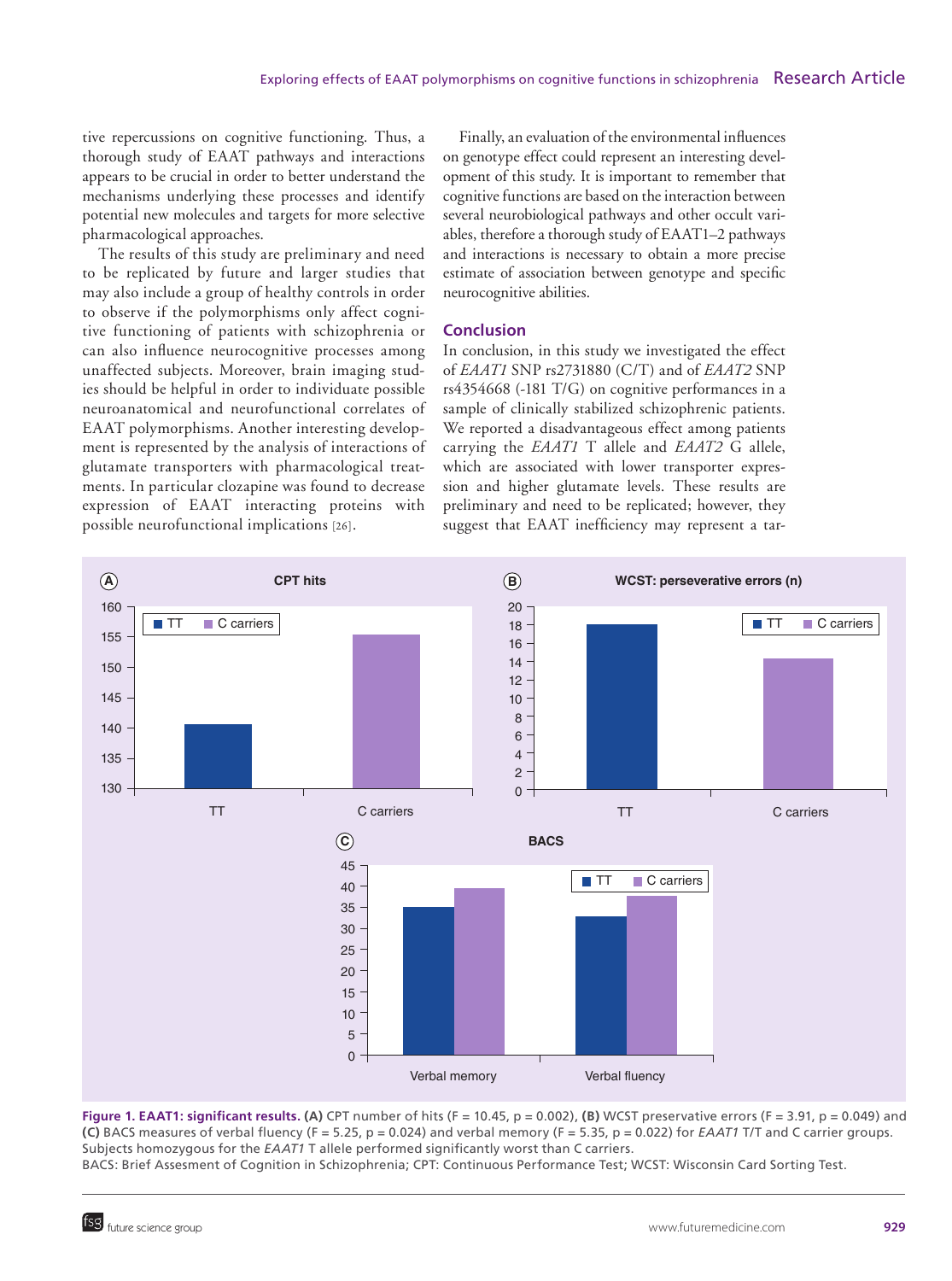tive repercussions on cognitive functioning. Thus, a thorough study of EAAT pathways and interactions appears to be crucial in order to better understand the mechanisms underlying these processes and identify potential new molecules and targets for more selective pharmacological approaches.

The results of this study are preliminary and need to be replicated by future and larger studies that may also include a group of healthy controls in order to observe if the polymorphisms only affect cognitive functioning of patients with schizophrenia or can also influence neurocognitive processes among unaffected subjects. Moreover, brain imaging studies should be helpful in order to individuate possible neuroanatomical and neurofunctional correlates of EAAT polymorphisms. Another interesting development is represented by the analysis of interactions of glutamate transporters with pharmacological treatments. In particular clozapine was found to decrease expression of EAAT interacting proteins with possible neurofunctional implications [26].

Finally, an evaluation of the environmental influences on genotype effect could represent an interesting development of this study. It is important to remember that cognitive functions are based on the interaction between several neurobiological pathways and other occult variables, therefore a thorough study of EAAT1–2 pathways and interactions is necessary to obtain a more precise estimate of association between genotype and specific neurocognitive abilities.

## Conclusion

In conclusion, in this study we investigated the effect of *EAAT1* SNP rs2731880 (C/T) and of *EAAT2* SNP rs4354668 (-181 T/G) on cognitive performances in a sample of clinically stabilized schizophrenic patients. We reported a disadvantageous effect among patients carrying the *EAAT1* T allele and *EAAT2* G allele, which are associated with lower transporter expression and higher glutamate levels. These results are preliminary and need to be replicated; however, they suggest that EAAT inefficiency may represent a tar-

**Figure 1. EAAT1: significant results. (A)** CPT number of hits (F = 10.45, p = 0.002), **(B)** WCST preservative errors (F = 3.91, p = 0.049) and **(C)** BACS measures of verbal fluency (F = 5.25, p = 0.024) and verbal memory (F = 5.35, p = 0.022) for *EAAT1* T/T and C carrier groups. Subjects homozygous for the *EAAT1* T allele performed significantly worst than C carriers.

BACS: Brief Assesment of Cognition in Schizophrenia; CPT: Continuous Performance Test; WCST: Wisconsin Card Sorting Test.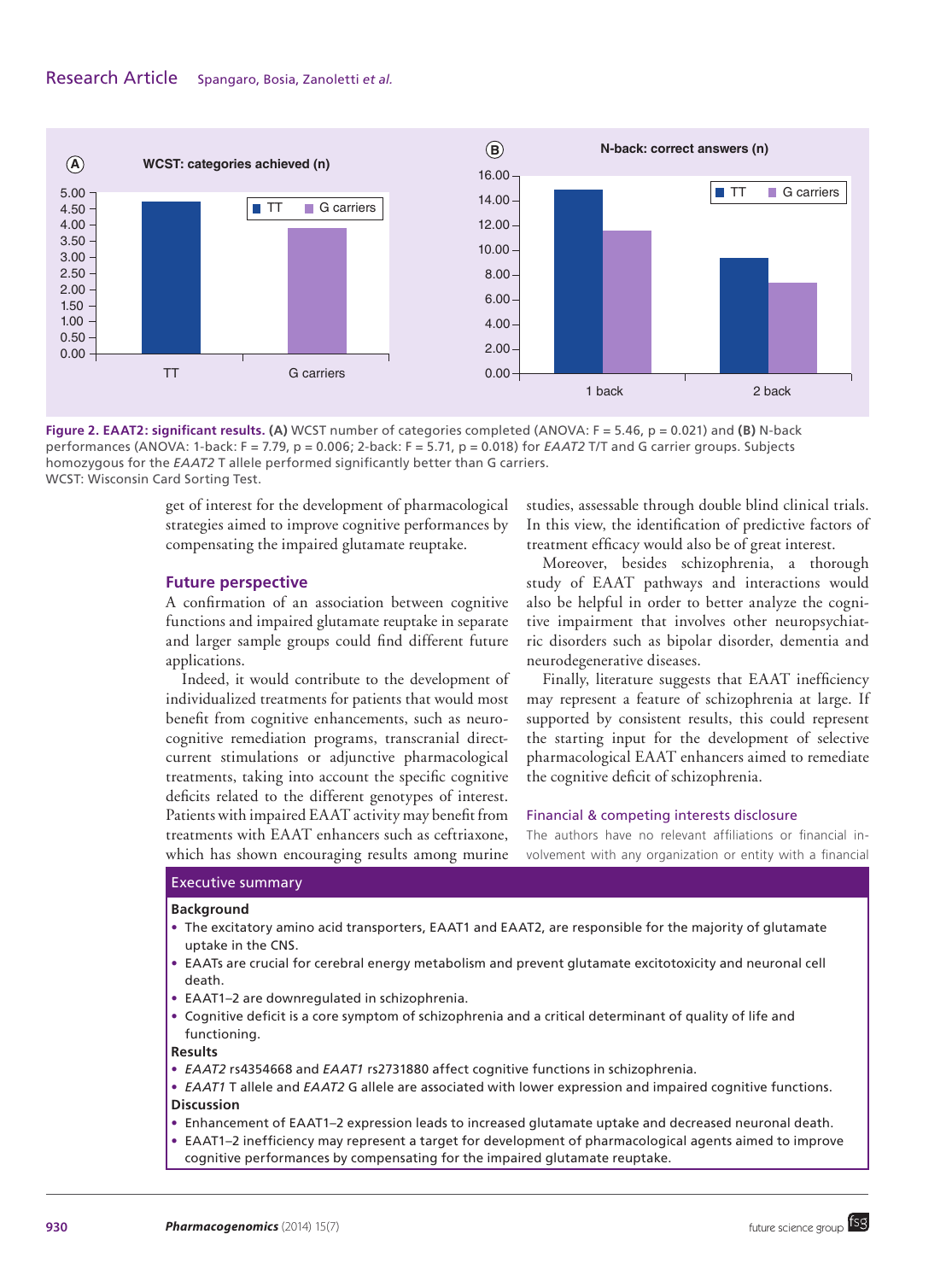**Figure 2. EAAT2: significant results.** **(A)** WCST number of categories completed (ANOVA: F = 5.46, p = 0.021) and **(B)** N-back performances (ANOVA: 1-back: F = 7.79, p = 0.006; 2-back: F = 5.71, p = 0.018) for *EAAT2* T/T and G carrier groups. Subjects homozygous for the *EAAT2* T allele performed significantly better than G carriers.
WCST: Wisconsin Card Sorting Test.

get of interest for the development of pharmacological strategies aimed to improve cognitive performances by compensating the impaired glutamate reuptake.

## Future perspective

A confirmation of an association between cognitive functions and impaired glutamate reuptake in separate and larger sample groups could find different future applications.

Indeed, it would contribute to the development of individualized treatments for patients that would most benefit from cognitive enhancements, such as neurocognitive remediation programs, transcranial direct-current stimulations or adjunctive pharmacological treatments, taking into account the specific cognitive deficits related to the different genotypes of interest. Patients with impaired EAAT activity may benefit from treatments with EAAT enhancers such as ceftriaxone, which has shown encouraging results among murine studies, assessable through double blind clinical trials. In this view, the identification of predictive factors of treatment efficacy would also be of great interest.

Moreover, besides schizophrenia, a thorough study of EAAT pathways and interactions would also be helpful in order to better analyze the cognitive impairment that involves other neuropsychiatric disorders such as bipolar disorder, dementia and neurodegenerative diseases.

Finally, literature suggests that EAAT inefficiency may represent a feature of schizophrenia at large. If supported by consistent results, this could represent the starting input for the development of selective pharmacological EAAT enhancers aimed to remediate the cognitive deficit of schizophrenia.

### Financial & competing interests disclosure

The authors have no relevant affiliations or financial involvement with any organization or entity with a financial

## Executive summary

**Background**

- The excitatory amino acid transporters, EAAT1 and EAAT2, are responsible for the majority of glutamate uptake in the CNS.
- EAATs are crucial for cerebral energy metabolism and prevent glutamate excitotoxicity and neuronal cell death.
- EAAT1–2 are downregulated in schizophrenia.
- Cognitive deficit is a core symptom of schizophrenia and a critical determinant of quality of life and functioning.

**Results**

- *EAAT2* rs4354668 and *EAAT1* rs2731880 affect cognitive functions in schizophrenia.
- *EAAT1* T allele and *EAAT2* G allele are associated with lower expression and impaired cognitive functions.

**Discussion**

- Enhancement of EAAT1–2 expression leads to increased glutamate uptake and decreased neuronal death.
- EAAT1–2 inefficiency may represent a target for development of pharmacological agents aimed to improve cognitive performances by compensating for the impaired glutamate reuptake.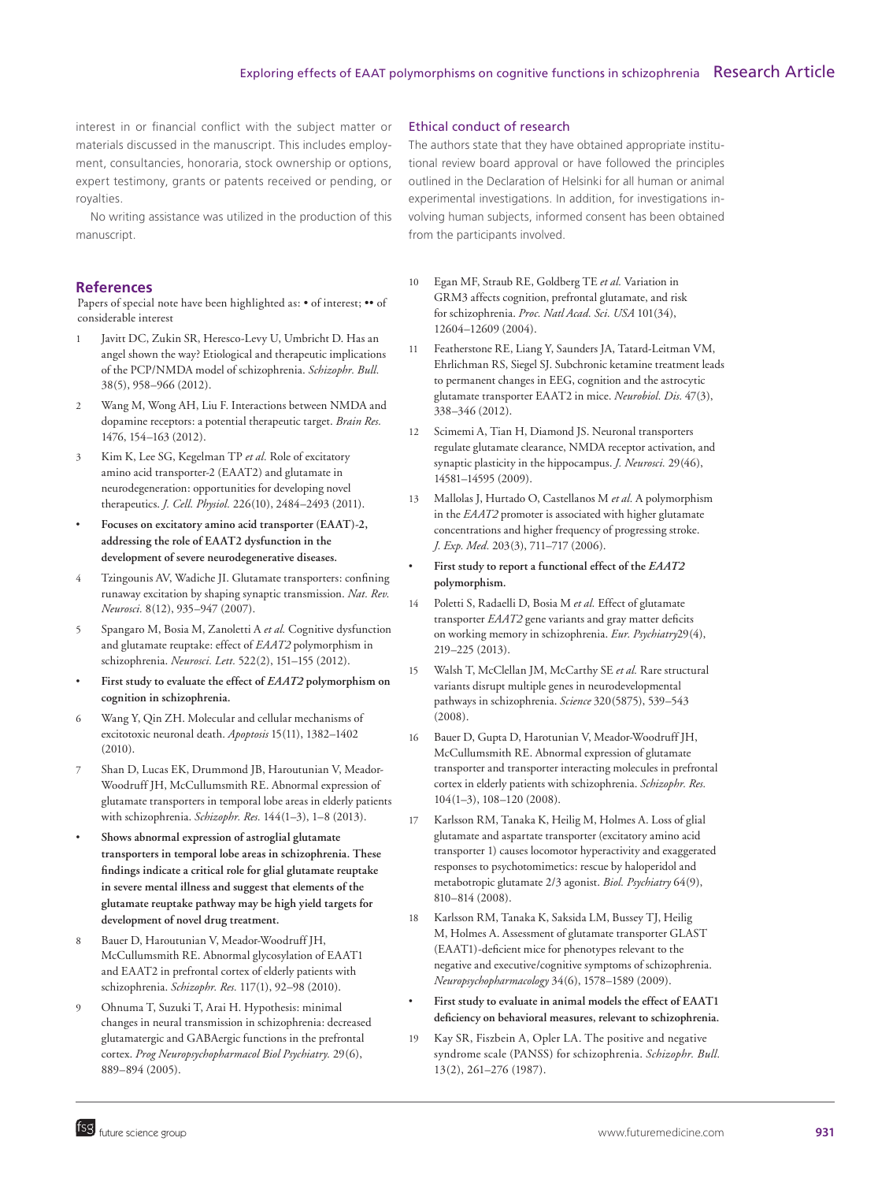interest in or financial conflict with the subject matter or materials discussed in the manuscript. This includes employment, consultancies, honoraria, stock ownership or options, expert testimony, grants or patents received or pending, or royalties.

No writing assistance was utilized in the production of this manuscript.

### Ethical conduct of research

The authors state that they have obtained appropriate institutional review board approval or have followed the principles outlined in the Declaration of Helsinki for all human or animal experimental investigations. In addition, for investigations involving human subjects, informed consent has been obtained from the participants involved.

## References

Papers of special note have been highlighted as: • of interest; •• of considerable interest

1. Javitt DC, Zukin SR, Heresco-Levy U, Umbricht D. Has an angel shown the way? Etiological and therapeutic implications of the PCP/NMDA model of schizophrenia. *Schizophr. Bull.* 38(5), 958–966 (2012).
2. Wang M, Wong AH, Liu F. Interactions between NMDA and dopamine receptors: a potential therapeutic target. *Brain Res.* 1476, 154–163 (2012).
3. Kim K, Lee SG, Kegelman TP *et al.* Role of excitatory amino acid transporter-2 (EAAT2) and glutamate in neurodegeneration: opportunities for developing novel therapeutics. *J. Cell. Physiol.* 226(10), 2484–2493 (2011).
   - • **Focuses on excitatory amino acid transporter (EAAT)-2, addressing the role of EAAT2 dysfunction in the development of severe neurodegenerative diseases.**
4. Tzingounis AV, Wadiche JI. Glutamate transporters: confining runaway excitation by shaping synaptic transmission. *Nat. Rev. Neurosci.* 8(12), 935–947 (2007).
5. Spangaro M, Bosia M, Zanoletti A *et al.* Cognitive dysfunction and glutamate reuptake: effect of *EAAT2* polymorphism in schizophrenia. *Neurosci. Lett.* 522(2), 151–155 (2012).
   - • **First study to evaluate the effect of *EAAT2* polymorphism on cognition in schizophrenia.**
6. Wang Y, Qin ZH. Molecular and cellular mechanisms of excitotoxic neuronal death. *Apoptosis* 15(11), 1382–1402 (2010).
7. Shan D, Lucas EK, Drummond JB, Haroutunian V, Meador-Woodruff JH, McCullumsmith RE. Abnormal expression of glutamate transporters in temporal lobe areas in elderly patients with schizophrenia. *Schizophr. Res.* 144(1–3), 1–8 (2013).
   - • **Shows abnormal expression of astroglial glutamate transporters in temporal lobe areas in schizophrenia. These findings indicate a critical role for glial glutamate reuptake in severe mental illness and suggest that elements of the glutamate reuptake pathway may be high yield targets for development of novel drug treatment.**
8. Bauer D, Haroutunian V, Meador-Woodruff JH, McCullumsmith RE. Abnormal glycosylation of EAAT1 and EAAT2 in prefrontal cortex of elderly patients with schizophrenia. *Schizophr. Res.* 117(1), 92–98 (2010).
9. Ohnuma T, Suzuki T, Arai H. Hypothesis: minimal changes in neural transmission in schizophrenia: decreased glutamatergic and GABAergic functions in the prefrontal cortex. *Prog Neuropsychopharmacol Biol Psychiatry.* 29(6), 889–894 (2005).
10. Egan MF, Straub RE, Goldberg TE *et al.* Variation in GRM3 affects cognition, prefrontal glutamate, and risk for schizophrenia. *Proc. Natl Acad. Sci. USA* 101(34), 12604–12609 (2004).
11. Featherstone RE, Liang Y, Saunders JA, Tatard-Leitman VM, Ehrlichman RS, Siegel SJ. Subchronic ketamine treatment leads to permanent changes in EEG, cognition and the astrocytic glutamate transporter EAAT2 in mice. *Neurobiol. Dis.* 47(3), 338–346 (2012).
12. Scimemi A, Tian H, Diamond JS. Neuronal transporters regulate glutamate clearance, NMDA receptor activation, and synaptic plasticity in the hippocampus. *J. Neurosci.* 29(46), 14581–14595 (2009).
13. Mallolas J, Hurtado O, Castellanos M *et al.* A polymorphism in the *EAAT2* promoter is associated with higher glutamate concentrations and higher frequency of progressing stroke. *J. Exp. Med.* 203(3), 711–717 (2006).
   - • **First study to report a functional effect of the *EAAT2* polymorphism.**
14. Poletti S, Radaelli D, Bosia M *et al.* Effect of glutamate transporter *EAAT2* gene variants and gray matter deficits on working memory in schizophrenia. *Eur. Psychiatry* 29(4), 219–225 (2013).
15. Walsh T, McClellan JM, McCarthy SE *et al.* Rare structural variants disrupt multiple genes in neurodevelopmental pathways in schizophrenia. *Science* 320(5875), 539–543 (2008).
16. Bauer D, Gupta D, Harotunian V, Meador-Woodruff JH, McCullumsmith RE. Abnormal expression of glutamate transporter and transporter interacting molecules in prefrontal cortex in elderly patients with schizophrenia. *Schizophr. Res.* 104(1–3), 108–120 (2008).
17. Karlsson RM, Tanaka K, Heilig M, Holmes A. Loss of glial glutamate and aspartate transporter (excitatory amino acid transporter 1) causes locomotor hyperactivity and exaggerated responses to psychotomimetics: rescue by haloperidol and metabotropic glutamate 2/3 agonist. *Biol. Psychiatry* 64(9), 810–814 (2008).
18. Karlsson RM, Tanaka K, Saksida LM, Bussey TJ, Heilig M, Holmes A. Assessment of glutamate transporter GLAST (EAAT1)-deficient mice for phenotypes relevant to the negative and executive/cognitive symptoms of schizophrenia. *Neuropsychopharmacology* 34(6), 1578–1589 (2009).
   - • **First study to evaluate in animal models the effect of EAAT1 deficiency on behavioral measures, relevant to schizophrenia.**
19. Kay SR, Fiszbein A, Opler LA. The positive and negative syndrome scale (PANSS) for schizophrenia. *Schizophr. Bull.* 13(2), 261–276 (1987).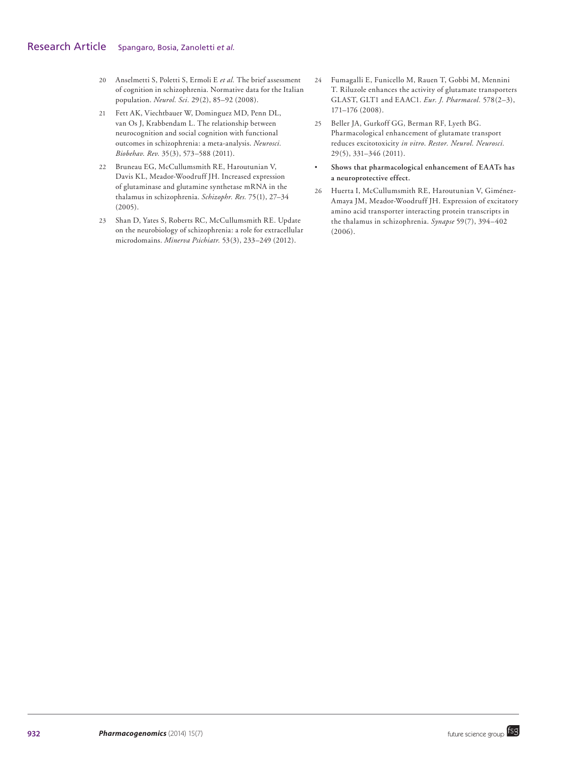20 Anselmetti S, Poletti S, Ermoli E *et al.* The brief assessment of cognition in schizophrenia. Normative data for the Italian population. *Neurol. Sci.* 29(2), 85–92 (2008).

21 Fett AK, Viechtbauer W, Dominguez MD, Penn DL, van Os J, Krabbendam L. The relationship between neurocognition and social cognition with functional outcomes in schizophrenia: a meta-analysis. *Neurosci. Biobehav. Rev.* 35(3), 573–588 (2011).

22 Bruneau EG, McCullumsmith RE, Haroutunian V, Davis KL, Meador-Woodruff JH. Increased expression of glutaminase and glutamine synthetase mRNA in the thalamus in schizophrenia. *Schizophr. Res.* 75(1), 27–34 (2005).

23 Shan D, Yates S, Roberts RC, McCullumsmith RE. Update on the neurobiology of schizophrenia: a role for extracellular microdomains. *Minerva Psichiatr.* 53(3), 233–249 (2012).

24 Fumagalli E, Funicello M, Rauen T, Gobbi M, Mennini T. Riluzole enhances the activity of glutamate transporters GLAST, GLT1 and EAAC1. *Eur. J. Pharmacol.* 578(2–3), 171–176 (2008).

25 Beller JA, Gurkoff GG, Berman RF, Lyeth BG. Pharmacological enhancement of glutamate transport reduces excitotoxicity *in vitro*. *Restor. Neurol. Neurosci.* 29(5), 331–346 (2011).

- **Shows that pharmacological enhancement of EAATs has a neuroprotective effect.**

26 Huerta I, McCullumsmith RE, Haroutunian V, Giménez-Amaya JM, Meador-Woodruff JH. Expression of excitatory amino acid transporter interacting protein transcripts in the thalamus in schizophrenia. *Synapse* 59(7), 394–402 (2006).